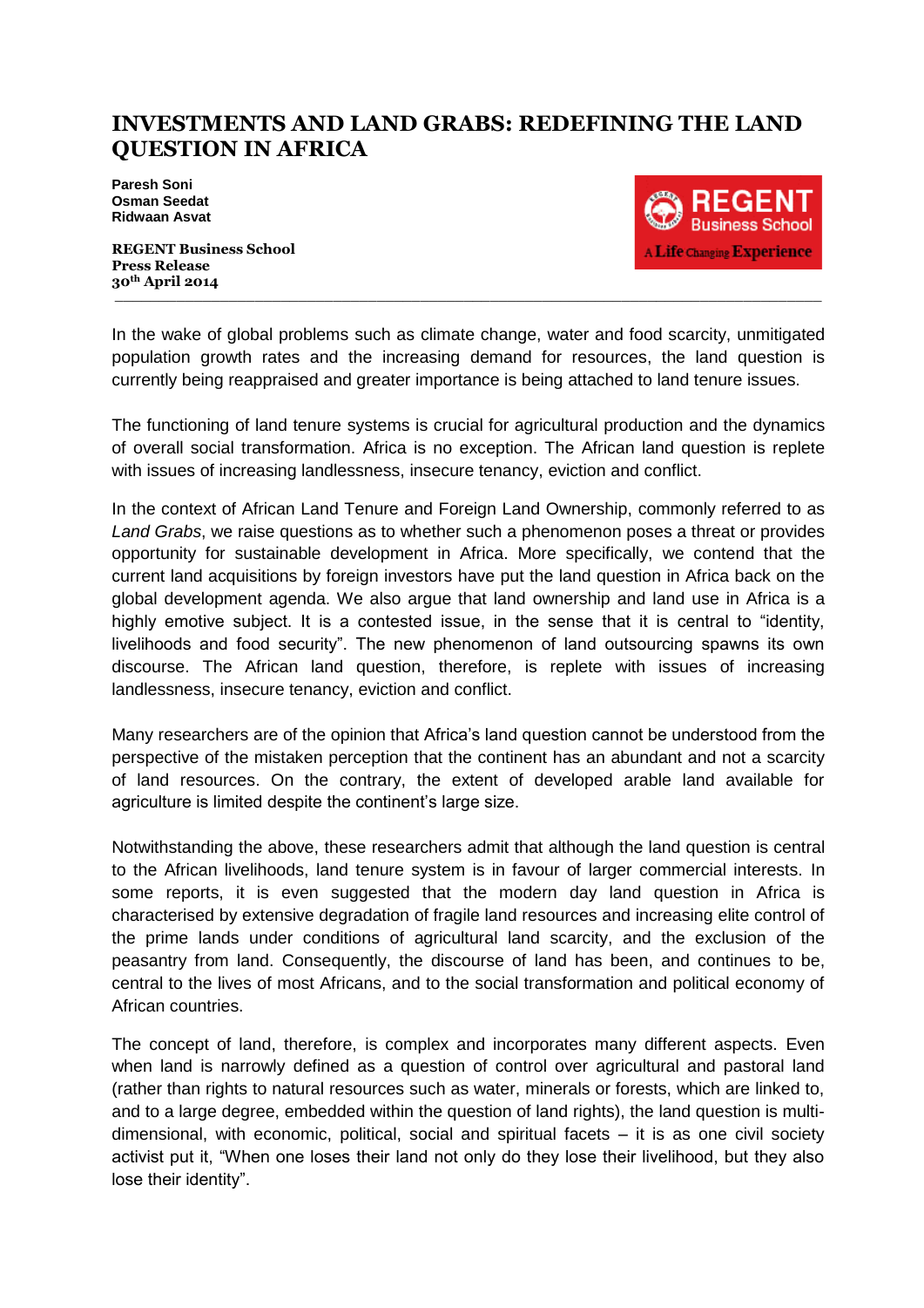# INVESTMENTS AND LAND GRABS: REDEFINING THE LAND QUESTION IN AFRICA

**Paresh Soni**
**Osman Seedat**
**Ridwaan Asvat**

**REGENT Business School**
**Press Release**
**30th April 2014**

---

In the wake of global problems such as climate change, water and food scarcity, unmitigated population growth rates and the increasing demand for resources, the land question is currently being reappraised and greater importance is being attached to land tenure issues.

The functioning of land tenure systems is crucial for agricultural production and the dynamics of overall social transformation. Africa is no exception. The African land question is replete with issues of increasing landlessness, insecure tenancy, eviction and conflict.

In the context of African Land Tenure and Foreign Land Ownership, commonly referred to as *Land Grabs*, we raise questions as to whether such a phenomenon poses a threat or provides opportunity for sustainable development in Africa. More specifically, we contend that the current land acquisitions by foreign investors have put the land question in Africa back on the global development agenda. We also argue that land ownership and land use in Africa is a highly emotive subject. It is a contested issue, in the sense that it is central to "identity, livelihoods and food security". The new phenomenon of land outsourcing spawns its own discourse. The African land question, therefore, is replete with issues of increasing landlessness, insecure tenancy, eviction and conflict.

Many researchers are of the opinion that Africa's land question cannot be understood from the perspective of the mistaken perception that the continent has an abundant and not a scarcity of land resources. On the contrary, the extent of developed arable land available for agriculture is limited despite the continent's large size.

Notwithstanding the above, these researchers admit that although the land question is central to the African livelihoods, land tenure system is in favour of larger commercial interests. In some reports, it is even suggested that the modern day land question in Africa is characterised by extensive degradation of fragile land resources and increasing elite control of the prime lands under conditions of agricultural land scarcity, and the exclusion of the peasantry from land. Consequently, the discourse of land has been, and continues to be, central to the lives of most Africans, and to the social transformation and political economy of African countries.

The concept of land, therefore, is complex and incorporates many different aspects. Even when land is narrowly defined as a question of control over agricultural and pastoral land (rather than rights to natural resources such as water, minerals or forests, which are linked to, and to a large degree, embedded within the question of land rights), the land question is multi-dimensional, with economic, political, social and spiritual facets – it is as one civil society activist put it, "When one loses their land not only do they lose their livelihood, but they also lose their identity".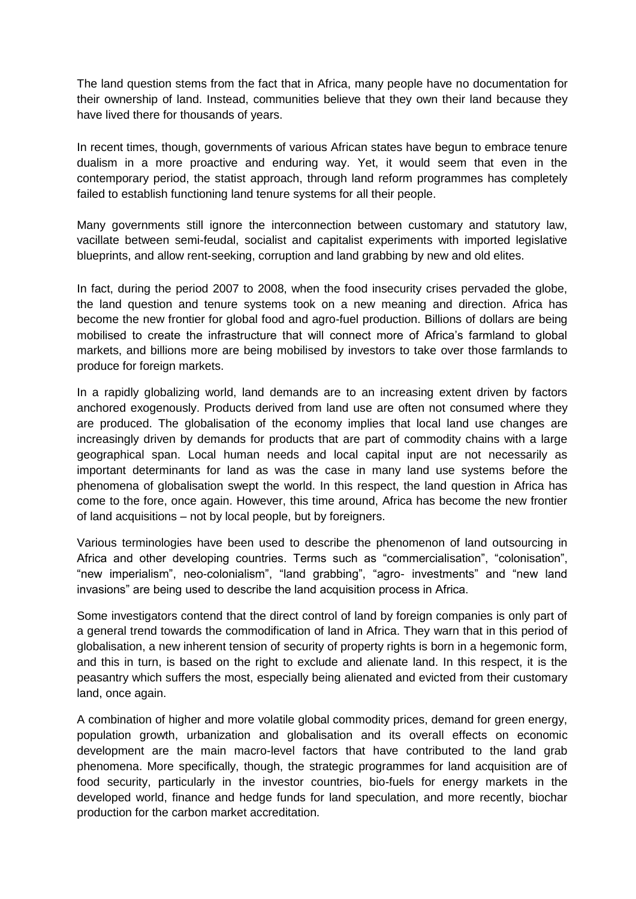The land question stems from the fact that in Africa, many people have no documentation for their ownership of land. Instead, communities believe that they own their land because they have lived there for thousands of years.

In recent times, though, governments of various African states have begun to embrace tenure dualism in a more proactive and enduring way. Yet, it would seem that even in the contemporary period, the statist approach, through land reform programmes has completely failed to establish functioning land tenure systems for all their people.

Many governments still ignore the interconnection between customary and statutory law, vacillate between semi-feudal, socialist and capitalist experiments with imported legislative blueprints, and allow rent-seeking, corruption and land grabbing by new and old elites.

In fact, during the period 2007 to 2008, when the food insecurity crises pervaded the globe, the land question and tenure systems took on a new meaning and direction. Africa has become the new frontier for global food and agro-fuel production. Billions of dollars are being mobilised to create the infrastructure that will connect more of Africa's farmland to global markets, and billions more are being mobilised by investors to take over those farmlands to produce for foreign markets.

In a rapidly globalizing world, land demands are to an increasing extent driven by factors anchored exogenously. Products derived from land use are often not consumed where they are produced. The globalisation of the economy implies that local land use changes are increasingly driven by demands for products that are part of commodity chains with a large geographical span. Local human needs and local capital input are not necessarily as important determinants for land as was the case in many land use systems before the phenomena of globalisation swept the world. In this respect, the land question in Africa has come to the fore, once again. However, this time around, Africa has become the new frontier of land acquisitions – not by local people, but by foreigners.

Various terminologies have been used to describe the phenomenon of land outsourcing in Africa and other developing countries. Terms such as "commercialisation", "colonisation", "new imperialism", neo-colonialism", "land grabbing", "agro- investments" and "new land invasions" are being used to describe the land acquisition process in Africa.

Some investigators contend that the direct control of land by foreign companies is only part of a general trend towards the commodification of land in Africa. They warn that in this period of globalisation, a new inherent tension of security of property rights is born in a hegemonic form, and this in turn, is based on the right to exclude and alienate land. In this respect, it is the peasantry which suffers the most, especially being alienated and evicted from their customary land, once again.

A combination of higher and more volatile global commodity prices, demand for green energy, population growth, urbanization and globalisation and its overall effects on economic development are the main macro-level factors that have contributed to the land grab phenomena. More specifically, though, the strategic programmes for land acquisition are of food security, particularly in the investor countries, bio-fuels for energy markets in the developed world, finance and hedge funds for land speculation, and more recently, biochar production for the carbon market accreditation.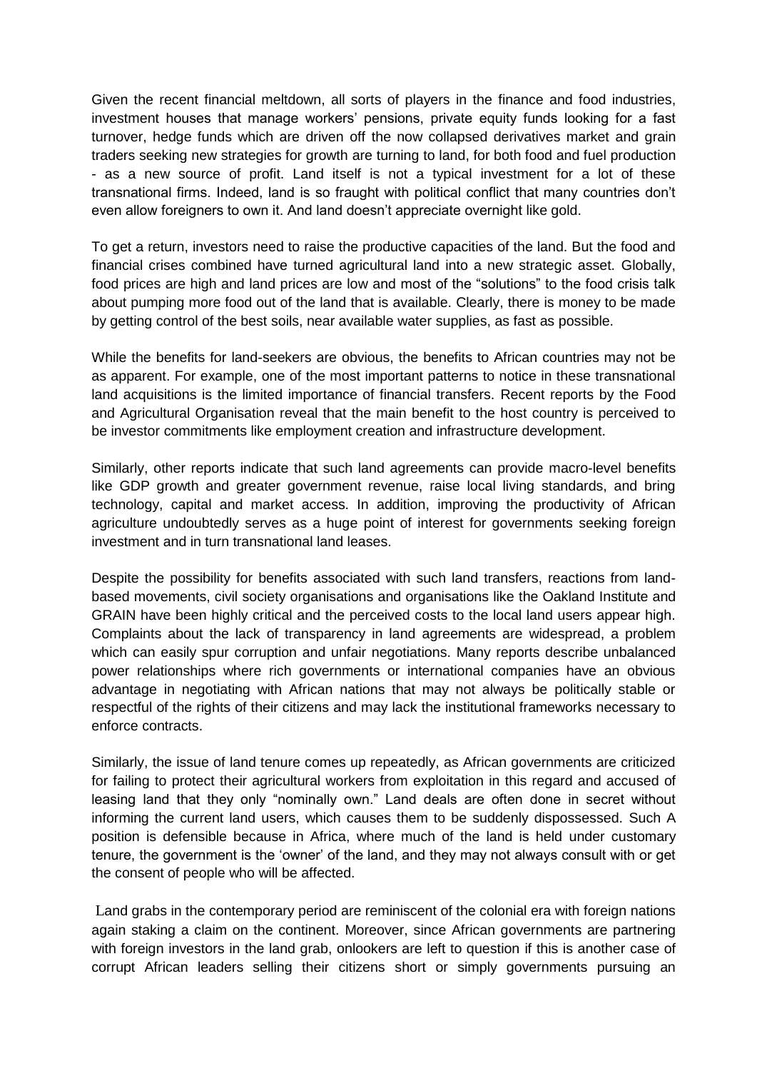Given the recent financial meltdown, all sorts of players in the finance and food industries, investment houses that manage workers' pensions, private equity funds looking for a fast turnover, hedge funds which are driven off the now collapsed derivatives market and grain traders seeking new strategies for growth are turning to land, for both food and fuel production - as a new source of profit. Land itself is not a typical investment for a lot of these transnational firms. Indeed, land is so fraught with political conflict that many countries don't even allow foreigners to own it. And land doesn't appreciate overnight like gold.

To get a return, investors need to raise the productive capacities of the land. But the food and financial crises combined have turned agricultural land into a new strategic asset. Globally, food prices are high and land prices are low and most of the "solutions" to the food crisis talk about pumping more food out of the land that is available. Clearly, there is money to be made by getting control of the best soils, near available water supplies, as fast as possible.

While the benefits for land-seekers are obvious, the benefits to African countries may not be as apparent. For example, one of the most important patterns to notice in these transnational land acquisitions is the limited importance of financial transfers. Recent reports by the Food and Agricultural Organisation reveal that the main benefit to the host country is perceived to be investor commitments like employment creation and infrastructure development.

Similarly, other reports indicate that such land agreements can provide macro-level benefits like GDP growth and greater government revenue, raise local living standards, and bring technology, capital and market access. In addition, improving the productivity of African agriculture undoubtedly serves as a huge point of interest for governments seeking foreign investment and in turn transnational land leases.

Despite the possibility for benefits associated with such land transfers, reactions from land-based movements, civil society organisations and organisations like the Oakland Institute and GRAIN have been highly critical and the perceived costs to the local land users appear high. Complaints about the lack of transparency in land agreements are widespread, a problem which can easily spur corruption and unfair negotiations. Many reports describe unbalanced power relationships where rich governments or international companies have an obvious advantage in negotiating with African nations that may not always be politically stable or respectful of the rights of their citizens and may lack the institutional frameworks necessary to enforce contracts.

Similarly, the issue of land tenure comes up repeatedly, as African governments are criticized for failing to protect their agricultural workers from exploitation in this regard and accused of leasing land that they only "nominally own." Land deals are often done in secret without informing the current land users, which causes them to be suddenly dispossessed. Such A position is defensible because in Africa, where much of the land is held under customary tenure, the government is the 'owner' of the land, and they may not always consult with or get the consent of people who will be affected.

Land grabs in the contemporary period are reminiscent of the colonial era with foreign nations again staking a claim on the continent. Moreover, since African governments are partnering with foreign investors in the land grab, onlookers are left to question if this is another case of corrupt African leaders selling their citizens short or simply governments pursuing an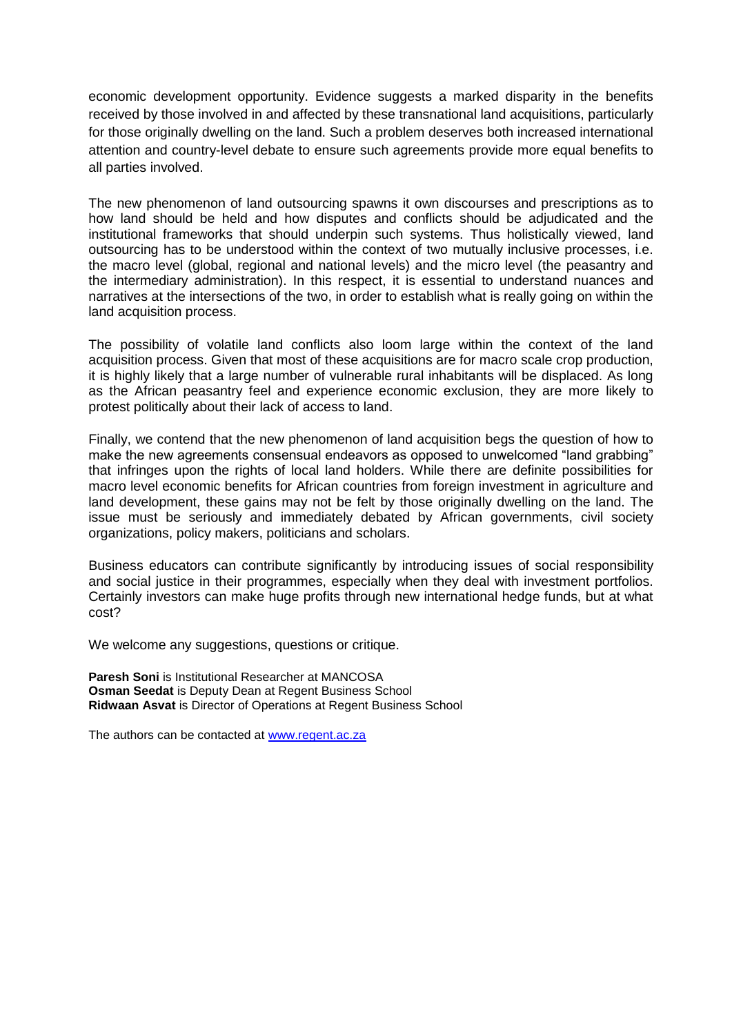economic development opportunity. Evidence suggests a marked disparity in the benefits received by those involved in and affected by these transnational land acquisitions, particularly for those originally dwelling on the land. Such a problem deserves both increased international attention and country-level debate to ensure such agreements provide more equal benefits to all parties involved.

The new phenomenon of land outsourcing spawns it own discourses and prescriptions as to how land should be held and how disputes and conflicts should be adjudicated and the institutional frameworks that should underpin such systems. Thus holistically viewed, land outsourcing has to be understood within the context of two mutually inclusive processes, i.e. the macro level (global, regional and national levels) and the micro level (the peasantry and the intermediary administration). In this respect, it is essential to understand nuances and narratives at the intersections of the two, in order to establish what is really going on within the land acquisition process.

The possibility of volatile land conflicts also loom large within the context of the land acquisition process. Given that most of these acquisitions are for macro scale crop production, it is highly likely that a large number of vulnerable rural inhabitants will be displaced. As long as the African peasantry feel and experience economic exclusion, they are more likely to protest politically about their lack of access to land.

Finally, we contend that the new phenomenon of land acquisition begs the question of how to make the new agreements consensual endeavors as opposed to unwelcomed "land grabbing" that infringes upon the rights of local land holders. While there are definite possibilities for macro level economic benefits for African countries from foreign investment in agriculture and land development, these gains may not be felt by those originally dwelling on the land. The issue must be seriously and immediately debated by African governments, civil society organizations, policy makers, politicians and scholars.

Business educators can contribute significantly by introducing issues of social responsibility and social justice in their programmes, especially when they deal with investment portfolios. Certainly investors can make huge profits through new international hedge funds, but at what cost?

We welcome any suggestions, questions or critique.

**Paresh Soni** is Institutional Researcher at MANCOSA
**Osman Seedat** is Deputy Dean at Regent Business School
**Ridwaan Asvat** is Director of Operations at Regent Business School

The authors can be contacted at www.regent.ac.za